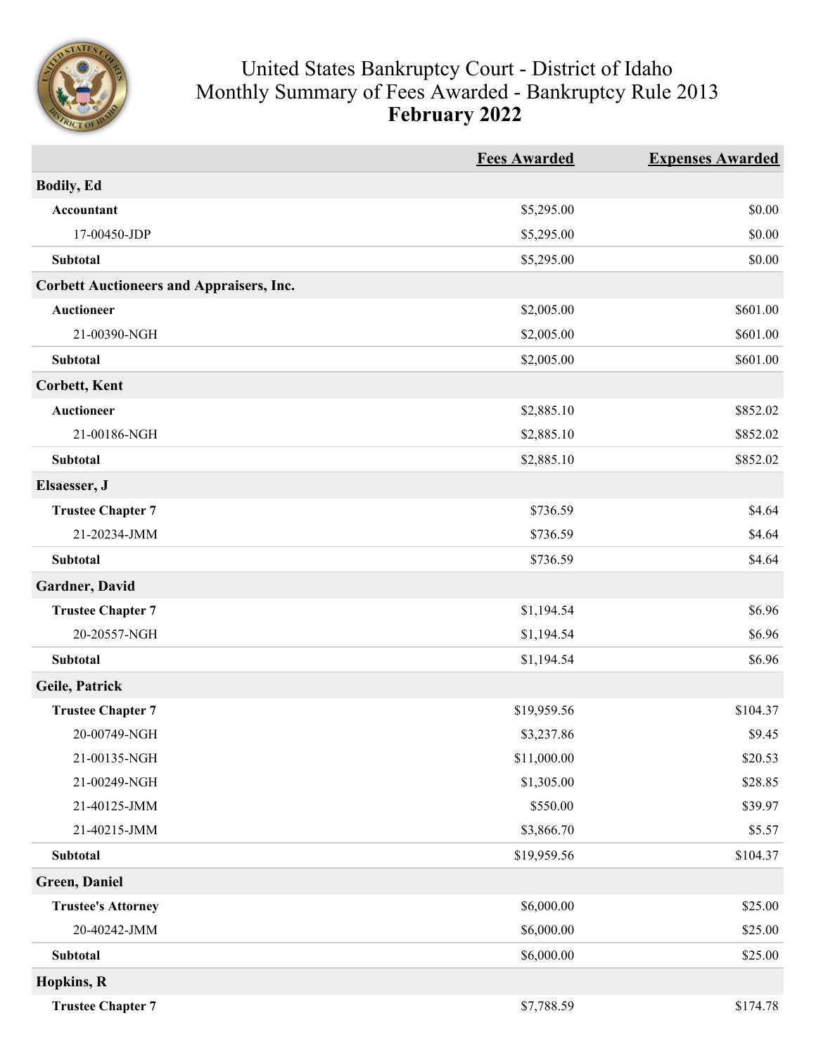# United States Bankruptcy Court - District of Idaho
## Monthly Summary of Fees Awarded - Bankruptcy Rule 2013
### February 2022

| | Fees Awarded | Expenses Awarded |
|---|---|---|
| **Bodily, Ed** | | |
| **Accountant** | $5,295.00 | $0.00 |
| 17-00450-JDP | $5,295.00 | $0.00 |
| **Subtotal** | $5,295.00 | $0.00 |
| **Corbett Auctioneers and Appraisers, Inc.** | | |
| **Auctioneer** | $2,005.00 | $601.00 |
| 21-00390-NGH | $2,005.00 | $601.00 |
| **Subtotal** | $2,005.00 | $601.00 |
| **Corbett, Kent** | | |
| **Auctioneer** | $2,885.10 | $852.02 |
| 21-00186-NGH | $2,885.10 | $852.02 |
| **Subtotal** | $2,885.10 | $852.02 |
| **Elsaesser, J** | | |
| **Trustee Chapter 7** | $736.59 | $4.64 |
| 21-20234-JMM | $736.59 | $4.64 |
| **Subtotal** | $736.59 | $4.64 |
| **Gardner, David** | | |
| **Trustee Chapter 7** | $1,194.54 | $6.96 |
| 20-20557-NGH | $1,194.54 | $6.96 |
| **Subtotal** | $1,194.54 | $6.96 |
| **Geile, Patrick** | | |
| **Trustee Chapter 7** | $19,959.56 | $104.37 |
| 20-00749-NGH | $3,237.86 | $9.45 |
| 21-00135-NGH | $11,000.00 | $20.53 |
| 21-00249-NGH | $1,305.00 | $28.85 |
| 21-40125-JMM | $550.00 | $39.97 |
| 21-40215-JMM | $3,866.70 | $5.57 |
| **Subtotal** | $19,959.56 | $104.37 |
| **Green, Daniel** | | |
| **Trustee's Attorney** | $6,000.00 | $25.00 |
| 20-40242-JMM | $6,000.00 | $25.00 |
| **Subtotal** | $6,000.00 | $25.00 |
| **Hopkins, R** | | |
| **Trustee Chapter 7** | $7,788.59 | $174.78 |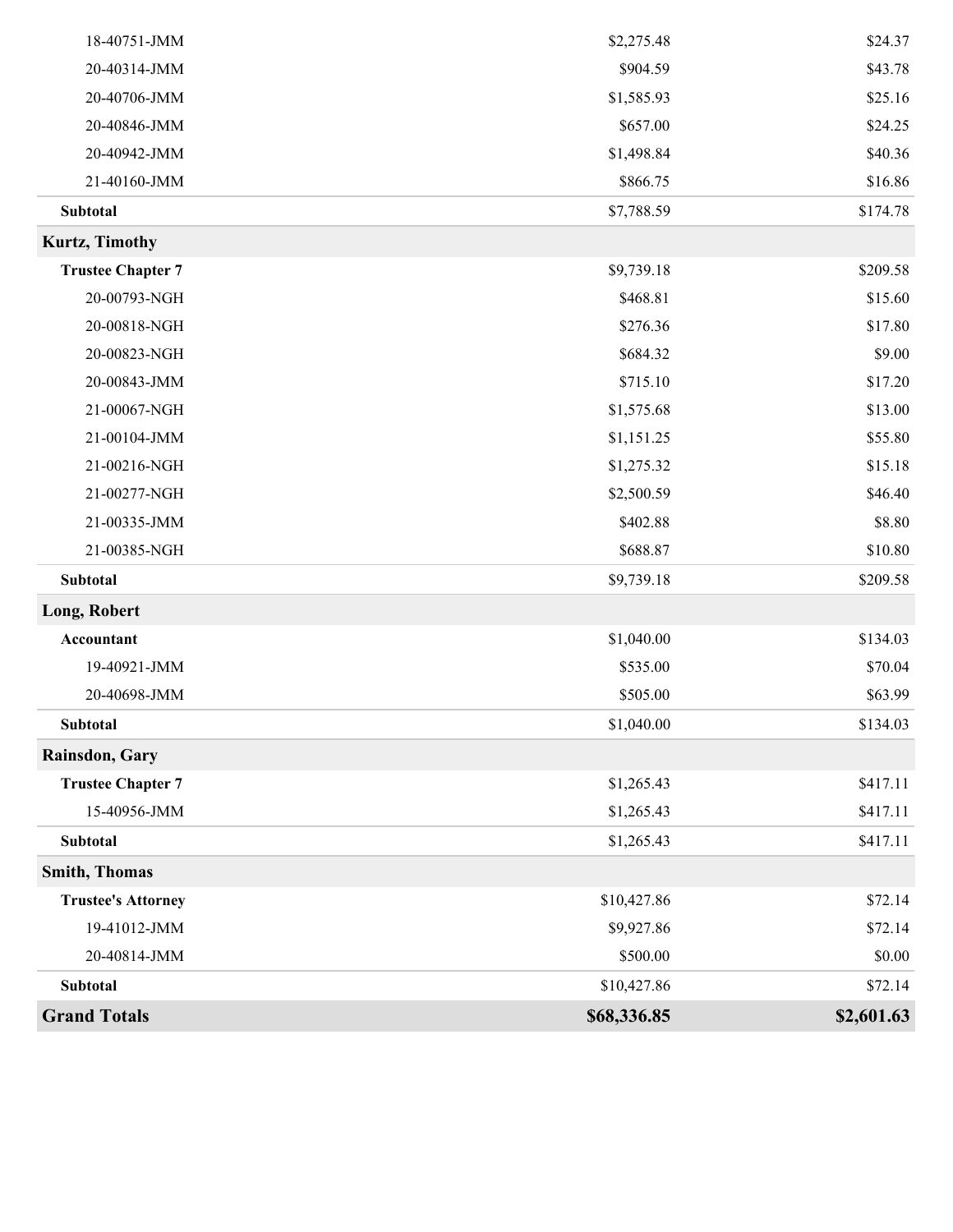| | | |
|---|---|---|
| 18-40751-JMM | $2,275.48 | $24.37 |
| 20-40314-JMM | $904.59 | $43.78 |
| 20-40706-JMM | $1,585.93 | $25.16 |
| 20-40846-JMM | $657.00 | $24.25 |
| 20-40942-JMM | $1,498.84 | $40.36 |
| 21-40160-JMM | $866.75 | $16.86 |
| **Subtotal** | $7,788.59 | $174.78 |
| **Kurtz, Timothy** | | |
| **Trustee Chapter 7** | $9,739.18 | $209.58 |
| 20-00793-NGH | $468.81 | $15.60 |
| 20-00818-NGH | $276.36 | $17.80 |
| 20-00823-NGH | $684.32 | $9.00 |
| 20-00843-JMM | $715.10 | $17.20 |
| 21-00067-NGH | $1,575.68 | $13.00 |
| 21-00104-JMM | $1,151.25 | $55.80 |
| 21-00216-NGH | $1,275.32 | $15.18 |
| 21-00277-NGH | $2,500.59 | $46.40 |
| 21-00335-JMM | $402.88 | $8.80 |
| 21-00385-NGH | $688.87 | $10.80 |
| **Subtotal** | $9,739.18 | $209.58 |
| **Long, Robert** | | |
| **Accountant** | $1,040.00 | $134.03 |
| 19-40921-JMM | $535.00 | $70.04 |
| 20-40698-JMM | $505.00 | $63.99 |
| **Subtotal** | $1,040.00 | $134.03 |
| **Rainsdon, Gary** | | |
| **Trustee Chapter 7** | $1,265.43 | $417.11 |
| 15-40956-JMM | $1,265.43 | $417.11 |
| **Subtotal** | $1,265.43 | $417.11 |
| **Smith, Thomas** | | |
| **Trustee's Attorney** | $10,427.86 | $72.14 |
| 19-41012-JMM | $9,927.86 | $72.14 |
| 20-40814-JMM | $500.00 | $0.00 |
| **Subtotal** | $10,427.86 | $72.14 |
| **Grand Totals** | **$68,336.85** | **$2,601.63** |